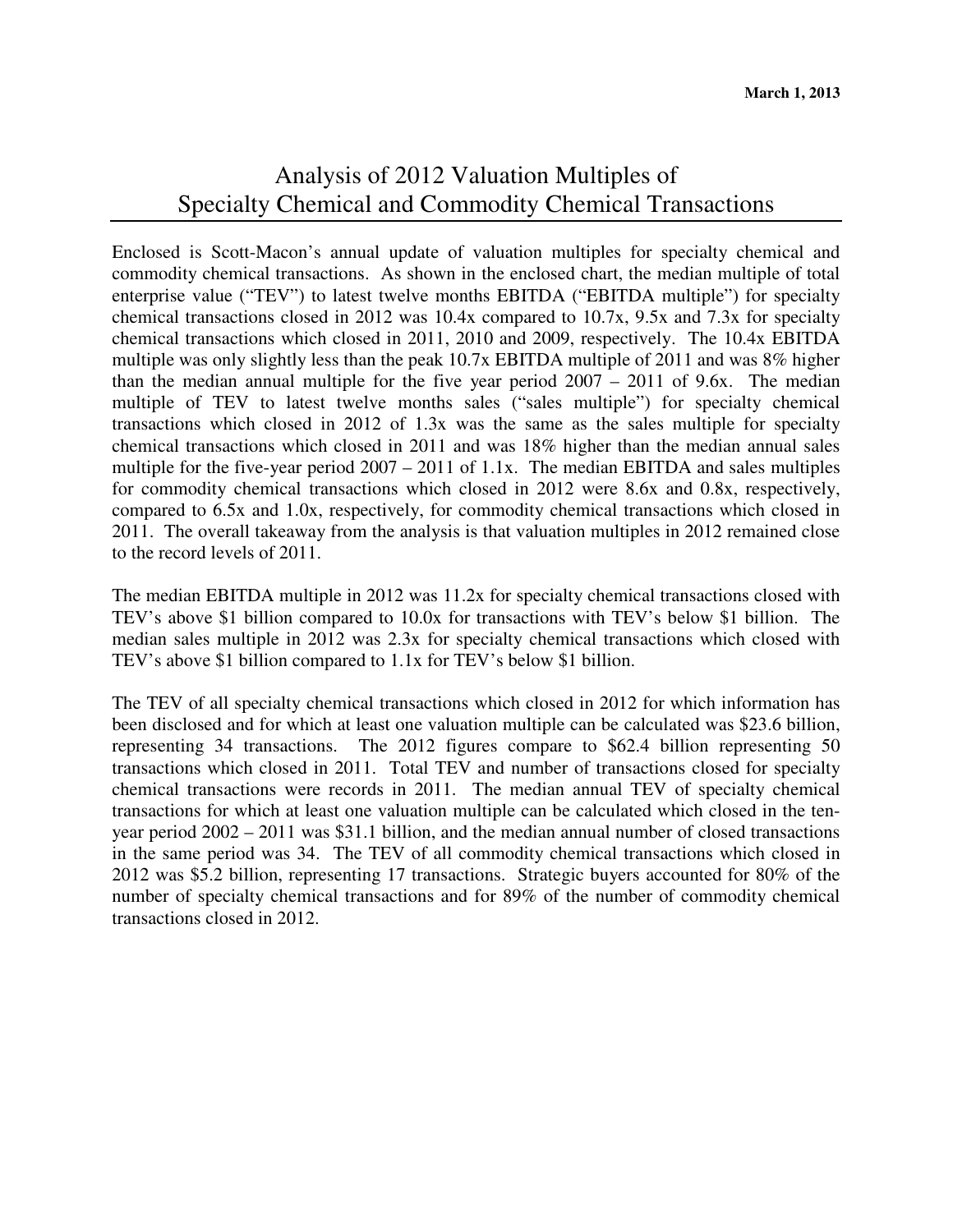**March 1, 2013**

# Analysis of 2012 Valuation Multiples of Specialty Chemical and Commodity Chemical Transactions

Enclosed is Scott-Macon's annual update of valuation multiples for specialty chemical and commodity chemical transactions. As shown in the enclosed chart, the median multiple of total enterprise value ("TEV") to latest twelve months EBITDA ("EBITDA multiple") for specialty chemical transactions closed in 2012 was 10.4x compared to 10.7x, 9.5x and 7.3x for specialty chemical transactions which closed in 2011, 2010 and 2009, respectively. The 10.4x EBITDA multiple was only slightly less than the peak 10.7x EBITDA multiple of 2011 and was 8% higher than the median annual multiple for the five year period 2007 – 2011 of 9.6x. The median multiple of TEV to latest twelve months sales ("sales multiple") for specialty chemical transactions which closed in 2012 of 1.3x was the same as the sales multiple for specialty chemical transactions which closed in 2011 and was 18% higher than the median annual sales multiple for the five-year period 2007 – 2011 of 1.1x. The median EBITDA and sales multiples for commodity chemical transactions which closed in 2012 were 8.6x and 0.8x, respectively, compared to 6.5x and 1.0x, respectively, for commodity chemical transactions which closed in 2011. The overall takeaway from the analysis is that valuation multiples in 2012 remained close to the record levels of 2011.

The median EBITDA multiple in 2012 was 11.2x for specialty chemical transactions closed with TEV's above $1 billion compared to 10.0x for transactions with TEV's below $1 billion. The median sales multiple in 2012 was 2.3x for specialty chemical transactions which closed with TEV's above $1 billion compared to 1.1x for TEV's below $1 billion.

The TEV of all specialty chemical transactions which closed in 2012 for which information has been disclosed and for which at least one valuation multiple can be calculated was $23.6 billion, representing 34 transactions. The 2012 figures compare to $62.4 billion representing 50 transactions which closed in 2011. Total TEV and number of transactions closed for specialty chemical transactions were records in 2011. The median annual TEV of specialty chemical transactions for which at least one valuation multiple can be calculated which closed in the ten-year period 2002 – 2011 was $31.1 billion, and the median annual number of closed transactions in the same period was 34. The TEV of all commodity chemical transactions which closed in 2012 was $5.2 billion, representing 17 transactions. Strategic buyers accounted for 80% of the number of specialty chemical transactions and for 89% of the number of commodity chemical transactions closed in 2012.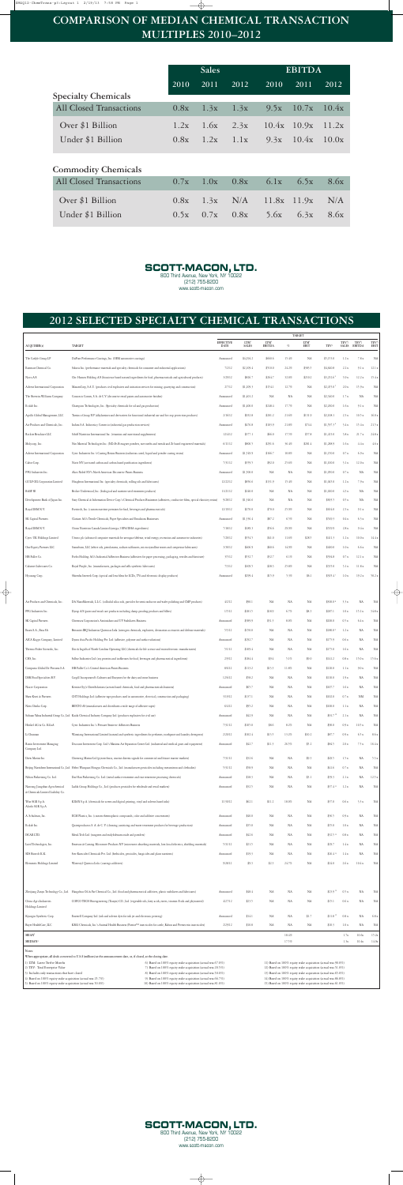# COMPARISON OF MEDIAN CHEMICAL TRANSACTION MULTIPLES 2010–2012

| | Sales | | | EBITDA | | |
|---|---|---|---|---|---|---|
| | 2010 | 2011 | 2012 | 2010 | 2011 | 2012 |
| **Specialty Chemicals** | | | | | | |
| All Closed Transactions | 0.8x | 1.3x | 1.3x | 9.5x | 10.7x | 10.4x |
| Over $1 Billion | 1.2x | 1.6x | 2.3x | 10.4x | 10.9x | 11.2x |
| Under $1 Billion | 0.8x | 1.2x | 1.1x | 9.3x | 10.4x | 10.0x |
| **Commodity Chemicals** | | | | | | |
| All Closed Transactions | 0.7x | 1.0x | 0.8x | 6.1x | 6.5x | 8.6x |
| Over $1 Billion | 0.8x | 1.3x | N/A | 11.8x | 11.9x | N/A |
| Under $1 Billion | 0.5x | 0.7x | 0.8x | 5.6x | 6.3x | 8.6x |

**SCOTT-MACON, LTD.**
800 Third Avenue, New York, NY 10022
(212) 755-8200
www.scott-macon.com

# 2012 SELECTED SPECIALTY CHEMICAL TRANSACTIONS

| ACQUIRER | TARGET | EFFECTIVE DATE | TARGET LTM[1] SALES | LTM EBITDA | % | LTM EBIT | TEV[2] | TEV/ SALES | TEV/ EBITDA | TEV/ EBIT |
|---|---|---|---|---|---|---|---|---|---|---|
| The Carlyle Group LP | DuPont Performance Coatings, Inc. (OEM automotive coatings) | Announced | $4,236.3 | $503.5 | 11.9% | NA | $4,575.0 | 1.1x | 9.1x | NA |
| Eastman Chemical Co. | Solutia Inc. (performance materials and specialty chemicals for consumer and industrial applications) | 7/2/12 | $2,205.4 | $518.0 | 24.2% | $409.5 | $4,660.0 | 2.1x | 9.1x | 11.1x |
| Novo A/S | Chr. Hansen Holding A/S (natural ingredients for food, pharmaceutical and agricultural products) | 5/29/12 | $838.7 | $264.7 | 31.6% | $203.2 | $3,275.0 | 3.9x | 12.4x | 16.1x |
| Advent International Corporation | Macrocolor S.A. de C.V. (products and equipment and installation services for coatings) | 2/7/12 | $1,309.5 | $174.1 | 13.3% | NA | $2,495.0 | 1.9x | 14.3x | NA |
| The Sherwin-Williams Company | Consorcio Comex, S.A. de C.V. (decorative retail paints and architectural coatings) | Announced | $1,460.2 | NA | NA | NA | $2,340.0 | 1.6x | NA | NA |
| Ecolab Inc. | Champion Technologies, Inc. (specialty chemicals for oil and gas production) | Announced | $1,400.0 | $240.0 | 17.1% | NA | $2,200.0 | 1.6x | 9.1x | NA |
| Apollo Global Management, LLC | Taminco Group NV (alkylamines and derivatives for industrial and crop protection products) | 2/15/12 | $951.8 | $185.2 | 19.5% | $131.9 | $1,438.1 | 1.5x | 7.8x | 10.9x |
| Air Products and Chemicals, Inc. | Indura S.A. Industria y Comercio (industrial gas production services) | Announced | $476.8 | $135.9 | 28.5% | $75.4 | $1,387.5 | 2.9x | 10.2x | 18.4x |
| Rockwood Holdings LLC | Sibelco Industrial Inc. (minerals and specialty chemicals) | 2/24/12 | $477.1 | $66.0 | 13.8% | $57.8 | $1,455.0 | 3.0x | 22.1x | 25.2x |
| Molycorp, Inc. | Neo Material Technologies Inc. (NdFeB magnetic powders, rare earths and zirconium and rare earth materials) | 6/11/12 | $608.7 | $201.6 | 33.1% | $185.4 | $1,400.0 | 2.3x | 6.9x | 7.6x |
| Advent International Corporation | Cytec Industries Inc. (Coating Resins business (surface coating, liquid and powder coating resins)) | Announced | $1,343.0 | $166.7 | 13.2% | NA | $1,150.0 | 0.9x | 6.9x | NA |
| Cabot Corp. | Norit NV (activated carbon based purification) | 7/31/12 | $378.5 | $83.0 | 21.9% | NA | $1,100.0 | 2.9x | 13.3x | NA |
| PPG Industries, Inc. | Akzo Nobel N.V.'s North American Decorative Paints Business | Announced | $1,500.0 | NA | NA | NA | $1,050.0 | 0.7x | NA | NA |
| Gulf Oil Corporation Limited | Houghton International Inc. (specialty chemicals, rolling oils and lubricants) | 12/22/12 | $858.6 | $131.5 | 15.3% | NA | $1,065.0 | 1.2x | 7.9x | NA |
| BASF SE | Becker Underwood, Inc. (biological and nutrient seed treatment products) | 11/27/12 | $240.0 | NA | NA | NA | $1,020.0 | 4.3x | NA | NA |
| Development Bank of Japan Inc. | Sony Chemical & Information Device Corp.'s Chemical Products Businesses (adhesives, conductive films, special electronic resins) | 9/28/12 | $1,166.6 | NA | NA | NA | $805.7 | 0.7x | NA | NA |
| Royal DSM N.V. | Fortitech, Inc. (custom nutrient premixes for food, beverages and pharmaceuticals) | 12/18/12 | $276.0 | $70.6 | 25.6% | NA | $634.0 | 2.3x | 9.0x | NA |
| SK Capital Partners | Clariant AG's Textile Chemicals, Paper Specialties and Emulsions Businesses | Announced | $1,190.1 | $87.2 | 6.9% | NA | $541.1 | 0.5x | 6.2x | NA |
| Royal DSM N.V. | Ocean Nutrition Canada Limited (omega-3 EPA/DHA ingredients) | 7/30/12 | $190.7 | $58.6 | 29.9% | NA | $539.0 | 2.8x | 9.2x | NA |
| Cytec UK Holdings Limited | Umeco plc (advanced composite materials for aerospace, wind energy, recreation and automotive markets) | 7/20/12 | $354.7 | $41.3 | 11.6% | $28.5 | $451.3 | 1.3x | 10.9x | 15.8x |
| One Equity Partners LLC | Stanchion Ltd. (latex ink, predispersions, surface additives and components) | 5/30/12 | $600.9 | $64.6 | 10.8% | NA | $400.0 | 1.0x | 6.4x | NA |
| HB Fuller Co. | Forbo Holding AG's Industrial Adhesives business (adhesives for packaging, textiles and woodworking) | 3/5/12 | $512.7 | $32.7 | 6.4% | NA | $394.8 | 0.7x | 12.1x | NA |
| Calumet Lubricants Co. | Royal Purple, Inc. (manufactures, packages and sells synthetic lubricants) | 7/3/12 | $108.5 | $20.1 | 18.5% | NA | $335.0 | 3.1x | 16.6x | NA |
| Hyosung Corp. | Shinwha Intertek Corp. (optical films for LCDs, TVs and electronic display products) | Announced | $298.4 | $17.9 | 6.0% | $6.1 | $303.4 | 1.0x | 16.9x | 50.2x |
| Air Products and Chemicals, Inc. | DA NanoMaterials, LLC (colloidal silica slurries and wafer polishing and CMP products) | 4/2/12 | $96.1 | NA | NA | NA | $300.0 | 3.1x | NA | NA |
| PPG Industries, Inc. | Dyrup A/S (paints and woodcare products including damp-proofing products and fillers) | 1/3/12 | $387.5 | $26.0 | 6.7% | $8.3 | $287.1 | 0.6x | 11.1x | 34.6x |
| SK Capital Partners | Dominion Corporation's Ammunition and Explosives Business | Announced | $399.0 | $31.1 | 8.0% | NA | $250.0 | 0.7x | 8.4x | NA |
| Barco S.A., Inc. | Bercovici (BKJ) Industrias Quimicas Ltda. (inorganic chemicals, explosives, detonators and defense materials) | 7/3/12 | $174.0 | NA | NA | NA | $248.0 | 1.4x | NA | NA |
| AICA Kogyo Company, Limited | Dynea Asia Pacific Holding Pte. Ltd. (adhesive, polymer and surface solutions) | Announced | $301.7 | NA | NA | NA | $177.0 | 0.6x | NA | NA |
| Thermo Fisher Scientific, Inc. | Doe & Ingalls of North Carolina Operating LLC (chemicals for life science and microelectronic manufacturers) | 7/1/12 | $189.4 | NA | NA | NA | $175.0 | 0.9x | NA | NA |
| CHS Inc. | Solbar Industries Ltd. (soy protein and isolates for food, beverage and pharmaceutical industries) | 2/5/12 | $104.4 | $8.4 | 7.1% | $8.0 | $141.2 | 1.4x | 17.0x | 17.6x |
| Compania Global De Pinturas S.A. | HB Fuller Co.'s Central American Paints Business | 6/6/12 | $111.2 | $11.3 | 11.3% | NA | $120.0 | 1.1x | 10.6x | NA |
| DSM Food Specialties B.V. | Cargill Incorporated's Cultures and Enzymes for the dairy and meat business | 12/6/12 | $76.2 | NA | NA | NA | $110.0 | 1.4x | NA | NA |
| Nuvo Corporation | Konoshima Chemical Co.'s Fine chemicals business (specialty inorganic chemicals) | Announced | $85.7 | NA | NA | NA | $107.7 | 1.3x | NA | NA |
| Stern Kees & Partners | OST Holdings Ltd. (adhesive and specialty paints used in automotive, electrical, construction and packaging) | 5/9/12 | $127.1 | NA | NA | NA | $100.0 | 0.8x | NM | NA |
| Nitto Denko Corp. | BENTO AB (manufacturer of a wide range of adhesive tapes) | 8/6/12 | $93.1 | NA | NA | NA | $100.0 | 1.1x | NA | NA |
| Sichuan Yahua Industrial Group Co. Ltd. | Beijing Auxin Chemical Industry Company Limited (producer of explosives for civil use) | Announced | $42.9 | NA | NA | NA | $92.1 | 2.2x | NA | NA |
| Henkel AG & Co. KGaA | Cytec Industries Inc.'s Pressure Sensitive Adhesives Business | 7/31/12 | $107.0 | $8.5 | 8.0% | NA | $105.0 | 0.9x | 10.5x | NA |
| Li Gaomei | Wanmeng International Limited (personal care and hygiene products and laundry detergents) | 2/29/12 | $62.1 | $11.9 | 19.2% | $10.4 | $87.7 | 1.4x | 7.4x | 8.4x |
| Ruisheng Investment Management Co. | Dongsun Chemical Co., Ltd. (industrial and medical gases and chemicals) | Announced | $42.7 | $11.3 | 26.5% | $9.3 | $84.5 | 2.0x | 7.5x | 9.1x |
| Drew Marine Inc. | Chemring Marine Ltd (pyrotechnics, marine distress signals for commercial and leisure marine markets) | 7/31/12 | $31.6 | NA | NA | $5.3 | $38.7 | 1.2x | NA | 7.3x |
| Beijing Nanshan Investment Co., Ltd. | Wuhan Hongjin Chemicals Co., Ltd. (manufacturer of pesticides including intermediates and herbicides) | 7/25/12 | $36.0 | NA | NA | NA | $41.6 | 1.2x | NA | NA |
| Nihon Parkerizing Co., Ltd. | Dai-Tech Co., Ltd. (metal surface treatment and heat treatment processing chemicals) | Announced | $26.5 | NA | NA | $3.1 | $39.1 | 1.4x | NA | 12.5x |
| Nantong Jiangshan Agrochemical & Chemicals Limited Liability Co. | Laifu Group Holdings Co., Ltd. (producer of pesticides for wholesale and retail markets) | Announced | $32.7 | NA | NA | NA | $37.4 | 1.1x | NA | NA |
| Wise SGR S.p.A.; Alcedo SGR S.p.A. | KIIAN S.p.A. (chemicals for screen and digital printing, vinyl and solvent-based inks) | 10/30/12 | $22.1 | $2.1 | 10.0% | NA | $37.0 | 1.6x | 16.4x | NA |
| A. Schulman, Inc. | ECM Plastics, Inc. (custom thermoplastic compounds, color and additive concentrates) | Announced | $40.0 | NA | NA | NA | $30.0 | 0.8x | NA | NA |
| Ecolab Inc. | Quimiproductos S.A. de C.V. (cleaning, sanitizing and water treatment products for beverage production) | Announced | $37.0 | NA | NA | NA | $35.0 | 1.0x | NA | NA |
| DORLCO | Metal-Tech Ltd. (tungsten and molybdenum oxide and powders) | Announced | $42.4 | NA | NA | NA | $32.5 | 0.8x | NA | NA |
| Laird Technologies, Inc. | Emerson & Cuming Microwave Products (microwave absorbing materials, functional dielectrics, shielding materials) | 7/3/12 | $31.0 | NA | NA | NA | $30.0 | 1.0x | NA | NA |
| SDS Biotech K.K. | Sun Agro Chemicals Pvt. Ltd. (herbicides, pesticides, fungicides and plant nutrients) | Announced | $18.3 | NA | NA | NA | $26.4 | 1.4x | NA | NA |
| Dominion Holdings Limited | Waterwyn Chemicals Ltd. (coatings additives) | 9/28/12 | $9.3 | $2.1 | 22.7% | NA | $14.1 | 1.6x | 6.7x | NA |
| Zhejiang Zanyu Technology Co., Ltd. | Hangzhou OleoChem Co., Ltd. (fine chemicals, pharmaceutical additives, plastic stabilizers and lubricants) | Announced | $48.1 | NA | NA | NA | $13.9 | 0.3x | NA | NA |
| China Agri-Industries Holdings Limited | COFCO TECH Bioengineering (Tianjin) Co., Ltd. (vegetable oils, fatty acids, esters, vitamin E oils and phytosterols) | 4/27/12 | $33.5 | NA | NA | NA | $11.1 | 0.3x | NA | NA |
| Kalangen Synthetic Corp. | Emerald Company Ltd. (oils and solvent dyes for ink and electronic printing) | Announced | $14.2 | NA | NA | $1.7 | $11.0 | 0.8x | NA | 6.6x |
| Bayer HealthCare, LLC | KEBI Chemicals, Inc.'s Animal Health Business | 2/29/12 | $15.8 | NA | NA | NA | $10.0 | 0.6x | NA | NA |
| **MEAN*** | | | | | 18.5% | | | 1.7x | 10.6x | 17.5x |
| **MEDIAN*** | | | | | 17.1% | | | 1.3x | 10.2x | 14.0x |

Notes:
When appropriate, all deals converted to U.S.$ (millions) at the announcement date, or, if closed, at the closing date.
(1) LTM - Latest Twelve Months
(2) TEV - Total Enterprise Value
(3) Includes only transactions that have closed
(4)–(15) Based on 100% equity stake acquisition (actual stake acquired was less than 100%)

**SCOTT-MACON, LTD.**
800 Third Avenue, New York, NY 10022
(212) 755-8200
www.scott-macon.com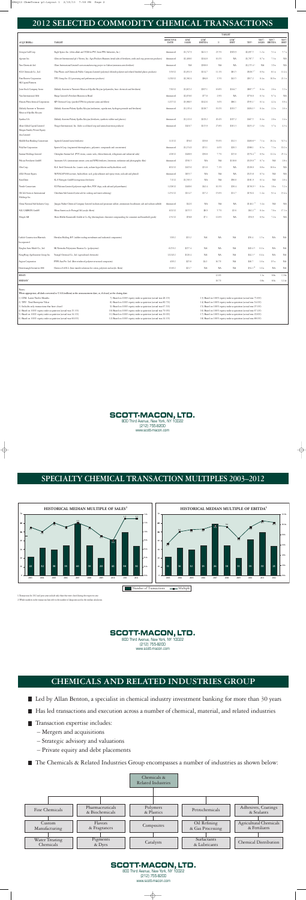# 2012 SELECTED COMMODITY CHEMICAL TRANSACTIONS

| ACQUIRER(S) | TARGET | EFFECTIVE DATE | LTM SALES | LTM EBITDA | TARGET % | LTM EBIT | TEV | TEV/ SALES | TEV/ EBITDA | TEV/ EBIT |
|---|---|---|---|---|---|---|---|---|---|---|
| Georgia Gulf Corp. | Eagle Spinco Inc. (chlor-alkali and VCM for PVC from PPG Industries, Inc.) | Announced | $1,717.5 | $211.3 | 21.3% | $169.8 | $1,097.5 | 1.2 x | 9.1 x | 5.7 x |
| Agrium Inc. | Glencore International plc's Viterra Inc. Agri-Products Business (retail sales of fertilizers, seeds and crop protection products) | Announced | $1,600.0 | $144.8 | 16.0% | NA | $1,787.7 | 0.7 x | 7.9 x | NA |
| Tata Chemicals Ltd. | Gloria International (urea manufacturing project in Gabon international fertilizer) | Announced | NA | $300.0 | NA | NA | $1,175.0 | NA | 3.9 x | NA |
| SCG Chemicals Co., Ltd. | Thai Plastic and Chemicals Public Company Limited (polyvinyl chloride polyester and related bonded plastic products) | 3/30/12 | $1,091.9 | $114.7 | 11.3% | $81.5 | $926.7 | 0.9 x | 8.1 x | 11.4 x |
| Pima Reserve Corporation; SK Capital Partners | TPC Group Inc. (C4 processing and performance products) | 12/20/12 | $2,180.4 | $84.0 | 3.9% | $21.7 | $957.3 | 0.4 x | 10.9 x | 21.1 x |
| Joint Stock Company Acron | Zakłady Azotowe w Tarnowie Mościcach Spółka Akcyjna (polyamides, basic chemicals and fertilizers) | 7/20/12 | $1,823.1 | $167.1 | 10.0% | $144.7 | $997.7 | 0.4 x | 3.6 x | 5.1 x |
| Yara International ASA | Bunge Limited's Fertilizer Business in Brazil | Announced | $1,850.0 | $77.0 | 3.9% | NA | $750.0 | 0.5 x | 9.7 x | NA |
| Hanwha Petrochemical Corporation | KP Chemical Corp. (purified TPA for polyester yarns and fibers) | 12/27/12 | $1,986.5 | $142.0 | 5.6% | $66.1 | $795.1 | 0.5 x | 4.2 x | 6.9 x |
| Zakłady Azotowe w Tarnowie Mościcach Spółka Akcyjna | Zakłady Azotowe Puławy Spółka Akcyjna (fertilizers, caprolactam, hydrogen peroxide and fertilizers) | Announced | $1,199.4 | $208.7 | 19.2% | $193.7 | $480.3 [1] | 0.4 x | 2.3 x | 2.6 x |
| Synthos S.A. | Zakłady Azotowe Puławy Spółka Akcyjna (fertilizers, synthetic rubber and plastics) | Announced | $1,121.0 | $235.2 | 20.4% | $197.2 | $487.7 | 0.4 x | 2.0 x | 2.4 x |
| Abu Dhabi Capital Limited; Morgan Stanley Private Equity Asia Limited | Yongye International, Inc. (fulvic acid-based crop and animal nutrition products) | Announced | $463.7 | $173.9 | 37.8% | $163.4 | $429.5 [2] | 1.0 x | 3.7 x | 4.3 x |
| Middle East Banking Consortium | Agrium's Limited (urea fertilizers) | 10/3/12 | $56.0 | $19.8 | 35.0% | $12.3 | $400.0 [3] | 7.1 x | 20.2 x | 32.5 x |
| PolyOne Corporation | Spartech Corp. (engineered thermoplastics, polymeric compounds and concentrates) | Announced | $1,175.0 | $55.3 | 4.0% | $28.5 | $388.1 | 0.3 x | 7.1 x | 10.2 x |
| Sumitas Holdings Limited | Christopher Fantom Ltd. (PVC resins, caustic soda, chloro-hydrocarbons, refrigerants and industrial salts) | 4/20/12 | $408.9 | $30.8 | 7.7% | $15.0 | $376.1 [4] | 0.9 x | 12.2 x | 25.1 x |
| Poliban Fertilizers GmbH | Azomures S.A. (ammonium nitrate, urea and NPK fertilizers, limestone, technical and photographic film) | Announced | $521.7 | NA | NA | $130.9 | $329.0 [5] | 0.7 x | NA | 2.6 x |
| Olin Corp. | K.A. Steel Chemicals Inc. (caustic soda, sodium hypochlorite and hydrochloric acid) | 8/22/12 | $303.0 | $31.0 | 7.1% | NA | $328.0 | 0.8 x | 10.6 x | NA |
| ADIA Private Equity | BIOVAZ/FAS (various, hydrochloric acid, polycarbonate and epoxy resin, colorado and phenol) | Announced | $455.5 | NA | NA | NA | $325.8 | 0.7 x | NA | NA |
| EuroChem | K+S Nitrogen GmbH (nitrogenous fertilizers) | 7/2/12 | $1,759.3 | NA | NA | $50.4 | $181.9 | 0.1 x | NA | 3.6 x |
| Trinseo Corporation | ICI Pakistan Limited (polyester staple fiber, PVC, dyes, soda ash and polyurethanes) | 12/28/12 | $480.6 | $42.4 | 10.5% | $30.4 | $178.9 [6] | 0.4 x | 3.6 x | 5.2 x |
| SK Lab Ventures International Holdings Inc. | Cheetham Salt Limited (salt sold for cooking and water softening) | 12/31/12 | $151.7 | $27.2 | 15.0% | $13.7 | $176.9 | 1.4 x | 9.1 x | 11.4 x |
| China National Salt Industry Corp. | Jiangsu Nuhua Chemical Company Limited (sodium and potassium salines, ammonium bicarbonate, salt and sodium sulfide) | Announced | $43.6 | NA | NA | NA | $148.1 [7] | 3.4 x | NA | NA |
| SGL CARBON GmbH | Hitco America do Portugal SA (acrylic fibers) | 8/21/12 | $657.5 | $8.5 | 7.7% | $5.6 | $62.2 [8] | 0.4 x | 7.8 x | 17.1 x |
| Hexpol AB | Haco Müller-Kunststoffe GmbH & Co. Kg (thermoplastic elastomer compounding for consumer and household goods) | 2/14/12 | $58.8 | $7.1 | 12.0% | NA | $50.5 | 0.9 x | 7.2 x | NA |
| Carlisle Construction Materials Incorporated | Hercules Holding B.V. (rubber roofing membranes and industrial components) | 3/9/12 | $35.2 | NA | NA | NA | $36.4 | 1.5 x | NA | NA |
| Kingfan Joint Stock Co., Ltd. | SK Networks Polystyrene Business Co. (polystyrene) | 6/29/12 | $277.4 | NA | NA | NA | $29.4 [9] | 0.1 x | NA | NA |
| HengHong Agribusiness Group Inc. | Yuanjul Chemical Co., Ltd. (agricultural chemicals) | 12/14/12 | $120.4 | NA | NA | NA | $44.1 [7] | 0.4 x | NA | NA |
| Argyle Corporation | PVSS Asia Pte. Ltd. (fiber reinforced polymer structural composites) | 4/9/12 | $27.6 | $4.3 | 15.7% | NA | $40.7 | 1.6 x | 9.5 x | NA |
| Zimmermann Investment AS | Chemco S.A.R.L. (bone marrow solutions for swine, polymer and acrylic films) | 5/10/12 | $21.7 | NA | NA | NA | $31.4 [10] | 1.6 x | NA | NA |
| MEAN[a] | | | | | 13.6% | | | 1.2x | 8.0x | 11.4x |
| MEDIAN[a] | | | | | 10.7% | | | 0.8x | 8.0x | 12.6x |

Notes:
Where appropriate, all deals converted to U.S.$ (millions) at the announcement date, or, if closed, at the closing date.

(1) LTM - Latest Twelve Months
(2) TEV - Total Enterprise Value
(3) Excludes only transactions that have closed
(4) Based on 100% equity stake acquisition (actual was 31.9%)
(5) Based on 100% equity stake acquisition (actual was 54.1%)
(6) Based on 100% equity stake acquisition (actual was 60.0%)
(7) Based on 100% equity stake acquisition (actual was 46.1%)
(8) Based on 100% equity stake acquisition (actual was 89.7%)
(9) Based on 100% equity stake acquisition (actual was 67.5%)
(10) Based on 100% equity stake acquisition (actual was 75.0%)
(11) Based on 100% equity stake acquisition (actual was 35.0%)
(12) Based on 100% equity stake acquisition (actual was 21.1%)
(13) Based on 100% equity stake acquisition (actual was 75.0%)
(14) Based on 100% equity stake acquisition (actual was 36.0%)
(15) Based on 100% equity stake acquisition (actual was 37.0%)
(16) Based on 100% equity stake acquisition (actual was 67.5%)
(17) Based on 100% equity stake acquisition (actual was 60.0%)
(18) Based on 100% equity stake acquisition (actual was 60.0%)

**SCOTT-MACON, LTD.**
800 Third Avenue, New York, NY 10022
(212) 755-8200
www.scott-macon.com

# SPECIALTY CHEMICAL TRANSACTION MULTIPLES 2003–2012

HISTORICAL MEDIAN MULTIPLE OF SALES[1]

22 32 38 38 60 38 28 42 68 34

2003 2004 2005 2006 2007 2008 2009 2010 2011 2012

HISTORICAL MEDIAN MULTIPLE OF EBITDA[2]

13 16 12 18 26 18 11 18 33 21

2003 2004 2005 2006 2007 2008 2009 2010 2011 2012

Number of Transactions — Multiple

(1) Transactions for 2012 and prior years include only those that were closed during the respective year.
(2) Whole numbers in the transactions bars refer to the number of data points used in the median calculation.

**SCOTT-MACON, LTD.**
800 Third Avenue, New York, NY 10022
(212) 755-8200
www.scott-macon.com

# CHEMICALS AND RELATED INDUSTRIES GROUP

- Led by Allan Benton, a specialist in chemical industry investment banking for more than 30 years
- Has led transactions and execution across a number of chemical, material, and related industries
- Transaction expertise includes:
  - Mergers and acquisitions
  - Strategic advisory and valuations
  - Private equity and debt placements
- The Chemicals & Related Industries Group encompasses a number of industries as shown below:

Chemicals & Related Industries

Fine Chemicals | Pharmaceuticals & Biochemicals | Polymers & Plastics | Petrochemicals | Adhesives, Coatings & Sealants
Custom Manufacturing | Flavors & Fragrances | Composites | Oil Refining & Gas Processing | Agricultural Chemicals & Fertilizers
Water Treating Chemicals | Pigments & Dyes | Catalysts | Surfactants & Lubricants | Chemical Distribution

**SCOTT-MACON, LTD.**
800 Third Avenue, New York, NY 10022
(212) 755-8200
www.scott-macon.com